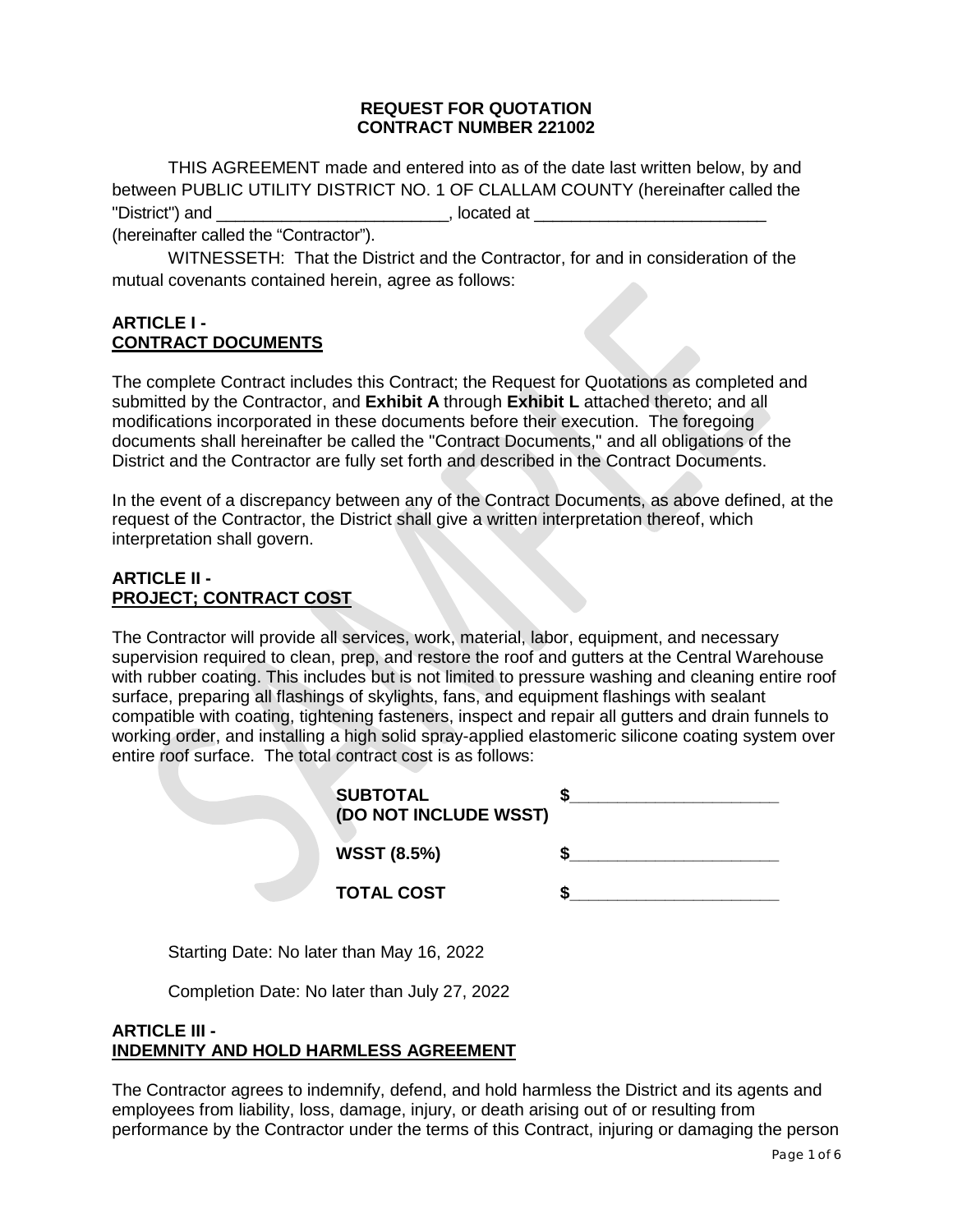**REQUEST FOR QUOTATION**
**CONTRACT NUMBER 221002**

THIS AGREEMENT made and entered into as of the date last written below, by and between PUBLIC UTILITY DISTRICT NO. 1 OF CLALLAM COUNTY (hereinafter called the "District") and _________________________, located at _________________________ (hereinafter called the "Contractor").

WITNESSETH: That the District and the Contractor, for and in consideration of the mutual covenants contained herein, agree as follows:

## ARTICLE I - CONTRACT DOCUMENTS

The complete Contract includes this Contract; the Request for Quotations as completed and submitted by the Contractor, and **Exhibit A** through **Exhibit L** attached thereto; and all modifications incorporated in these documents before their execution. The foregoing documents shall hereinafter be called the "Contract Documents," and all obligations of the District and the Contractor are fully set forth and described in the Contract Documents.

In the event of a discrepancy between any of the Contract Documents, as above defined, at the request of the Contractor, the District shall give a written interpretation thereof, which interpretation shall govern.

## ARTICLE II - PROJECT; CONTRACT COST

The Contractor will provide all services, work, material, labor, equipment, and necessary supervision required to clean, prep, and restore the roof and gutters at the Central Warehouse with rubber coating. This includes but is not limited to pressure washing and cleaning entire roof surface, preparing all flashings of skylights, fans, and equipment flashings with sealant compatible with coating, tightening fasteners, inspect and repair all gutters and drain funnels to working order, and installing a high solid spray-applied elastomeric silicone coating system over entire roof surface. The total contract cost is as follows:

| | |
|---|---|
| **SUBTOTAL (DO NOT INCLUDE WSST)** | **$**______________________ |
| **WSST (8.5%)** | **$**______________________ |
| **TOTAL COST** | **$**______________________ |

Starting Date: No later than May 16, 2022

Completion Date: No later than July 27, 2022

## ARTICLE III - INDEMNITY AND HOLD HARMLESS AGREEMENT

The Contractor agrees to indemnify, defend, and hold harmless the District and its agents and employees from liability, loss, damage, injury, or death arising out of or resulting from performance by the Contractor under the terms of this Contract, injuring or damaging the person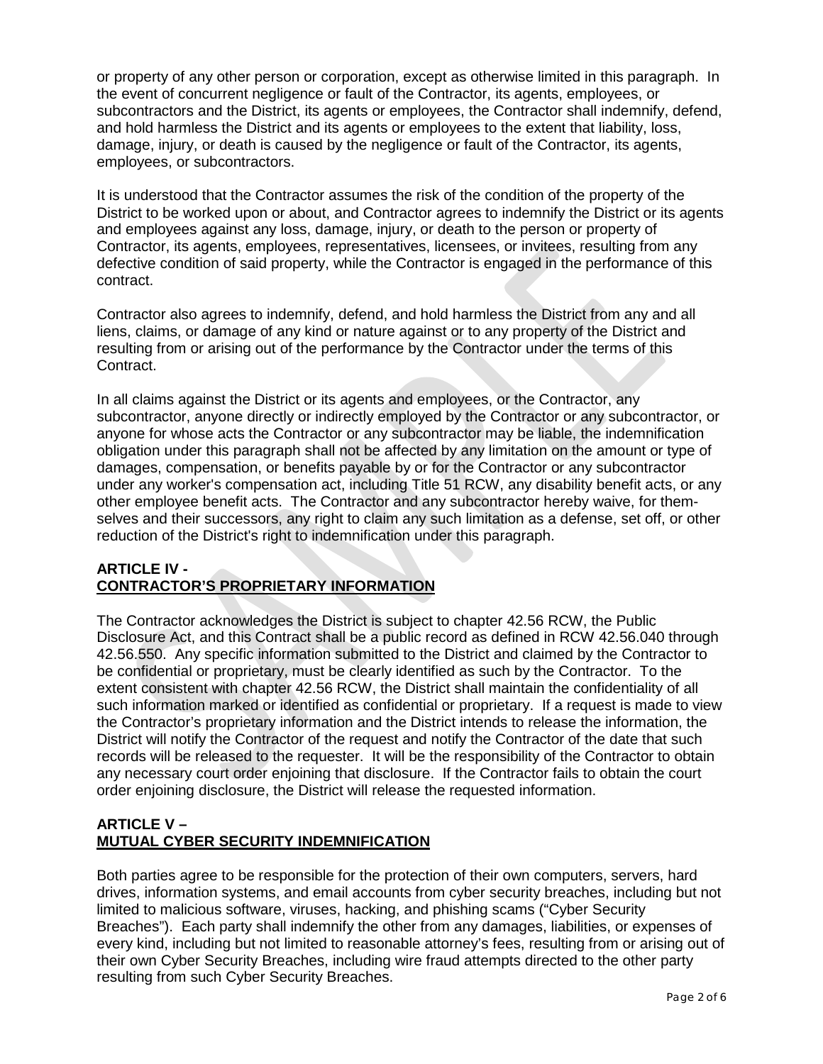or property of any other person or corporation, except as otherwise limited in this paragraph. In the event of concurrent negligence or fault of the Contractor, its agents, employees, or subcontractors and the District, its agents or employees, the Contractor shall indemnify, defend, and hold harmless the District and its agents or employees to the extent that liability, loss, damage, injury, or death is caused by the negligence or fault of the Contractor, its agents, employees, or subcontractors.

It is understood that the Contractor assumes the risk of the condition of the property of the District to be worked upon or about, and Contractor agrees to indemnify the District or its agents and employees against any loss, damage, injury, or death to the person or property of Contractor, its agents, employees, representatives, licensees, or invitees, resulting from any defective condition of said property, while the Contractor is engaged in the performance of this contract.

Contractor also agrees to indemnify, defend, and hold harmless the District from any and all liens, claims, or damage of any kind or nature against or to any property of the District and resulting from or arising out of the performance by the Contractor under the terms of this Contract.

In all claims against the District or its agents and employees, or the Contractor, any subcontractor, anyone directly or indirectly employed by the Contractor or any subcontractor, or anyone for whose acts the Contractor or any subcontractor may be liable, the indemnification obligation under this paragraph shall not be affected by any limitation on the amount or type of damages, compensation, or benefits payable by or for the Contractor or any subcontractor under any worker's compensation act, including Title 51 RCW, any disability benefit acts, or any other employee benefit acts. The Contractor and any subcontractor hereby waive, for them-selves and their successors, any right to claim any such limitation as a defense, set off, or other reduction of the District's right to indemnification under this paragraph.

## ARTICLE IV -
## CONTRACTOR'S PROPRIETARY INFORMATION

The Contractor acknowledges the District is subject to chapter 42.56 RCW, the Public Disclosure Act, and this Contract shall be a public record as defined in RCW 42.56.040 through 42.56.550. Any specific information submitted to the District and claimed by the Contractor to be confidential or proprietary, must be clearly identified as such by the Contractor. To the extent consistent with chapter 42.56 RCW, the District shall maintain the confidentiality of all such information marked or identified as confidential or proprietary. If a request is made to view the Contractor's proprietary information and the District intends to release the information, the District will notify the Contractor of the request and notify the Contractor of the date that such records will be released to the requester. It will be the responsibility of the Contractor to obtain any necessary court order enjoining that disclosure. If the Contractor fails to obtain the court order enjoining disclosure, the District will release the requested information.

## ARTICLE V –
## MUTUAL CYBER SECURITY INDEMNIFICATION

Both parties agree to be responsible for the protection of their own computers, servers, hard drives, information systems, and email accounts from cyber security breaches, including but not limited to malicious software, viruses, hacking, and phishing scams ("Cyber Security Breaches"). Each party shall indemnify the other from any damages, liabilities, or expenses of every kind, including but not limited to reasonable attorney's fees, resulting from or arising out of their own Cyber Security Breaches, including wire fraud attempts directed to the other party resulting from such Cyber Security Breaches.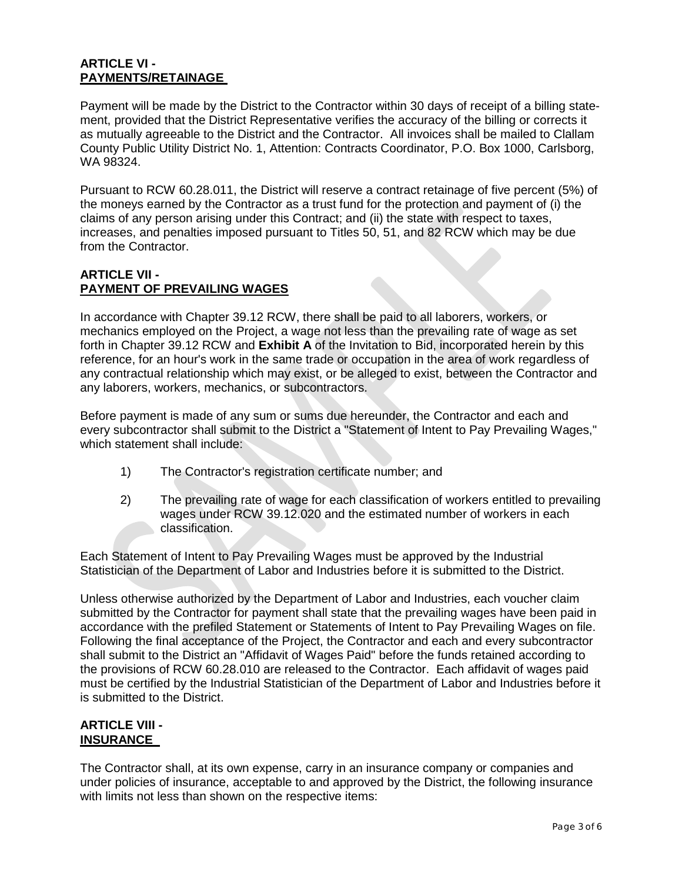**ARTICLE VI -**
**PAYMENTS/RETAINAGE**

Payment will be made by the District to the Contractor within 30 days of receipt of a billing statement, provided that the District Representative verifies the accuracy of the billing or corrects it as mutually agreeable to the District and the Contractor. All invoices shall be mailed to Clallam County Public Utility District No. 1, Attention: Contracts Coordinator, P.O. Box 1000, Carlsborg, WA 98324.

Pursuant to RCW 60.28.011, the District will reserve a contract retainage of five percent (5%) of the moneys earned by the Contractor as a trust fund for the protection and payment of (i) the claims of any person arising under this Contract; and (ii) the state with respect to taxes, increases, and penalties imposed pursuant to Titles 50, 51, and 82 RCW which may be due from the Contractor.

**ARTICLE VII -**
**PAYMENT OF PREVAILING WAGES**

In accordance with Chapter 39.12 RCW, there shall be paid to all laborers, workers, or mechanics employed on the Project, a wage not less than the prevailing rate of wage as set forth in Chapter 39.12 RCW and **Exhibit A** of the Invitation to Bid, incorporated herein by this reference, for an hour's work in the same trade or occupation in the area of work regardless of any contractual relationship which may exist, or be alleged to exist, between the Contractor and any laborers, workers, mechanics, or subcontractors.

Before payment is made of any sum or sums due hereunder, the Contractor and each and every subcontractor shall submit to the District a "Statement of Intent to Pay Prevailing Wages," which statement shall include:

1) The Contractor's registration certificate number; and

2) The prevailing rate of wage for each classification of workers entitled to prevailing wages under RCW 39.12.020 and the estimated number of workers in each classification.

Each Statement of Intent to Pay Prevailing Wages must be approved by the Industrial Statistician of the Department of Labor and Industries before it is submitted to the District.

Unless otherwise authorized by the Department of Labor and Industries, each voucher claim submitted by the Contractor for payment shall state that the prevailing wages have been paid in accordance with the prefiled Statement or Statements of Intent to Pay Prevailing Wages on file. Following the final acceptance of the Project, the Contractor and each and every subcontractor shall submit to the District an "Affidavit of Wages Paid" before the funds retained according to the provisions of RCW 60.28.010 are released to the Contractor. Each affidavit of wages paid must be certified by the Industrial Statistician of the Department of Labor and Industries before it is submitted to the District.

**ARTICLE VIII -**
**INSURANCE**

The Contractor shall, at its own expense, carry in an insurance company or companies and under policies of insurance, acceptable to and approved by the District, the following insurance with limits not less than shown on the respective items: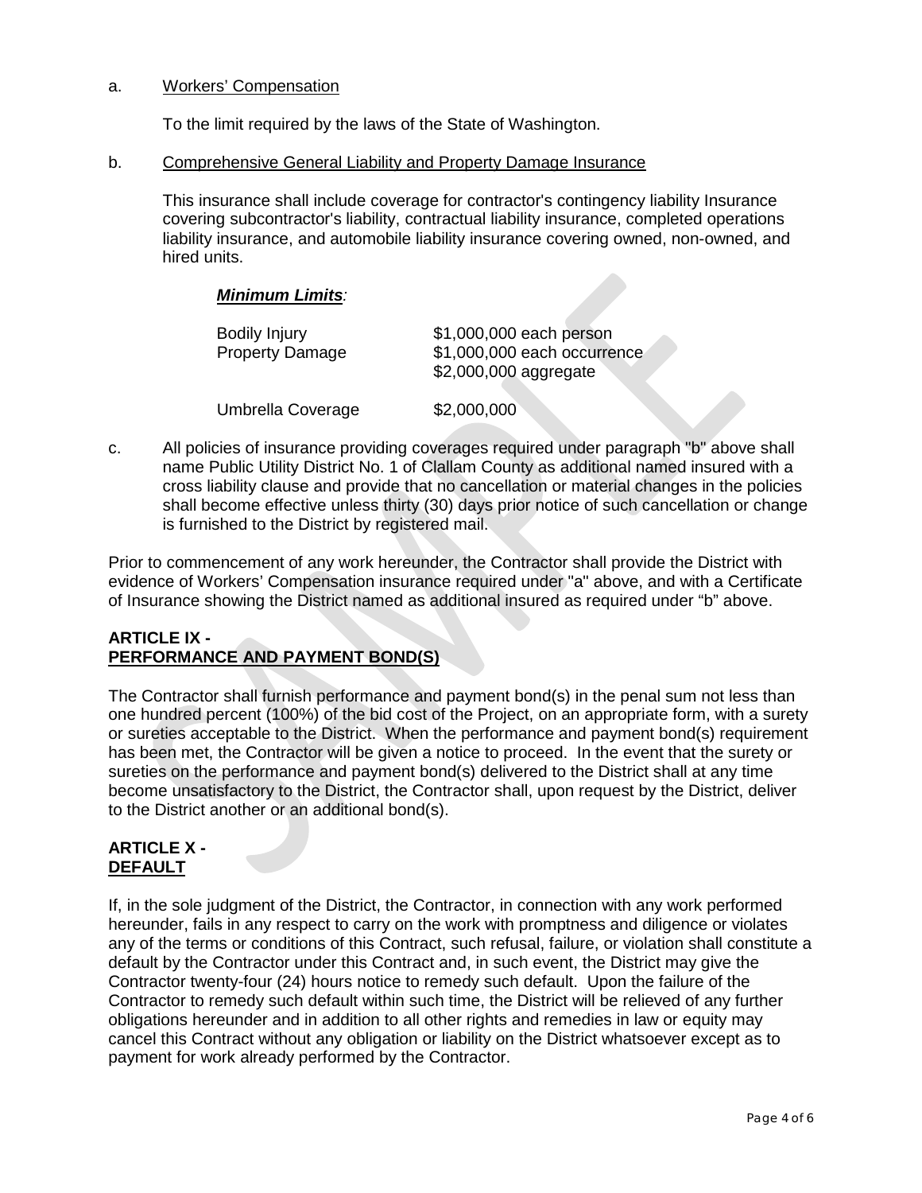a. <u>Workers' Compensation</u>

To the limit required by the laws of the State of Washington.

b. <u>Comprehensive General Liability and Property Damage Insurance</u>

This insurance shall include coverage for contractor's contingency liability Insurance covering subcontractor's liability, contractual liability insurance, completed operations liability insurance, and automobile liability insurance covering owned, non-owned, and hired units.

***<u>Minimum Limits</u>:***

| | |
|---|---|
| Bodily Injury | $1,000,000 each person |
| Property Damage | $1,000,000 each occurrence<br>$2,000,000 aggregate |
| Umbrella Coverage | $2,000,000 |

c. All policies of insurance providing coverages required under paragraph "b" above shall name Public Utility District No. 1 of Clallam County as additional named insured with a cross liability clause and provide that no cancellation or material changes in the policies shall become effective unless thirty (30) days prior notice of such cancellation or change is furnished to the District by registered mail.

Prior to commencement of any work hereunder, the Contractor shall provide the District with evidence of Workers' Compensation insurance required under "a" above, and with a Certificate of Insurance showing the District named as additional insured as required under "b" above.

## ARTICLE IX - <u>PERFORMANCE AND PAYMENT BOND(S)</u>

The Contractor shall furnish performance and payment bond(s) in the penal sum not less than one hundred percent (100%) of the bid cost of the Project, on an appropriate form, with a surety or sureties acceptable to the District. When the performance and payment bond(s) requirement has been met, the Contractor will be given a notice to proceed. In the event that the surety or sureties on the performance and payment bond(s) delivered to the District shall at any time become unsatisfactory to the District, the Contractor shall, upon request by the District, deliver to the District another or an additional bond(s).

## ARTICLE X - <u>DEFAULT</u>

If, in the sole judgment of the District, the Contractor, in connection with any work performed hereunder, fails in any respect to carry on the work with promptness and diligence or violates any of the terms or conditions of this Contract, such refusal, failure, or violation shall constitute a default by the Contractor under this Contract and, in such event, the District may give the Contractor twenty-four (24) hours notice to remedy such default. Upon the failure of the Contractor to remedy such default within such time, the District will be relieved of any further obligations hereunder and in addition to all other rights and remedies in law or equity may cancel this Contract without any obligation or liability on the District whatsoever except as to payment for work already performed by the Contractor.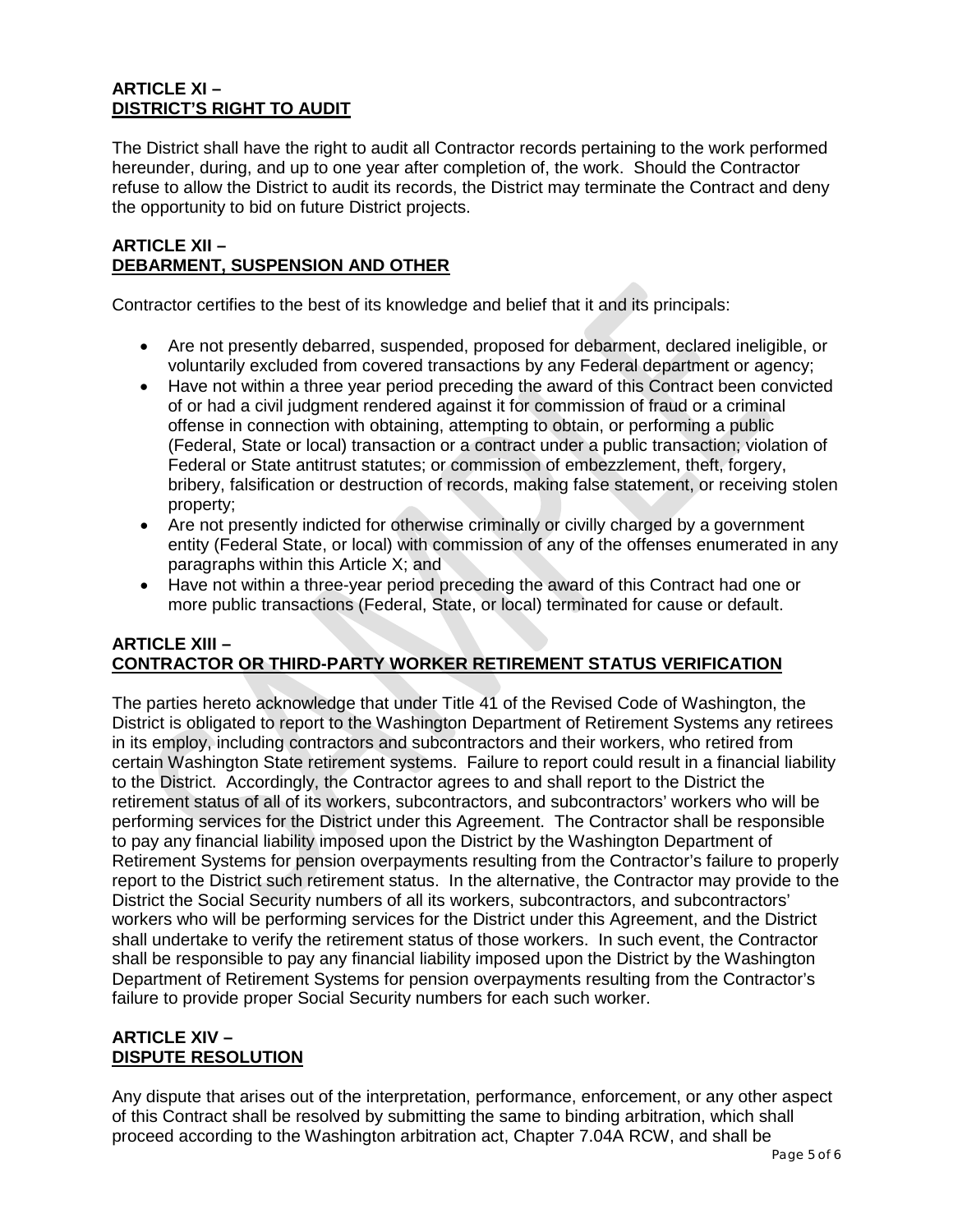## ARTICLE XI – DISTRICT'S RIGHT TO AUDIT

The District shall have the right to audit all Contractor records pertaining to the work performed hereunder, during, and up to one year after completion of, the work. Should the Contractor refuse to allow the District to audit its records, the District may terminate the Contract and deny the opportunity to bid on future District projects.

## ARTICLE XII – DEBARMENT, SUSPENSION AND OTHER

Contractor certifies to the best of its knowledge and belief that it and its principals:

- Are not presently debarred, suspended, proposed for debarment, declared ineligible, or voluntarily excluded from covered transactions by any Federal department or agency;
- Have not within a three year period preceding the award of this Contract been convicted of or had a civil judgment rendered against it for commission of fraud or a criminal offense in connection with obtaining, attempting to obtain, or performing a public (Federal, State or local) transaction or a contract under a public transaction; violation of Federal or State antitrust statutes; or commission of embezzlement, theft, forgery, bribery, falsification or destruction of records, making false statement, or receiving stolen property;
- Are not presently indicted for otherwise criminally or civilly charged by a government entity (Federal State, or local) with commission of any of the offenses enumerated in any paragraphs within this Article X; and
- Have not within a three-year period preceding the award of this Contract had one or more public transactions (Federal, State, or local) terminated for cause or default.

## ARTICLE XIII – CONTRACTOR OR THIRD-PARTY WORKER RETIREMENT STATUS VERIFICATION

The parties hereto acknowledge that under Title 41 of the Revised Code of Washington, the District is obligated to report to the Washington Department of Retirement Systems any retirees in its employ, including contractors and subcontractors and their workers, who retired from certain Washington State retirement systems. Failure to report could result in a financial liability to the District. Accordingly, the Contractor agrees to and shall report to the District the retirement status of all of its workers, subcontractors, and subcontractors' workers who will be performing services for the District under this Agreement. The Contractor shall be responsible to pay any financial liability imposed upon the District by the Washington Department of Retirement Systems for pension overpayments resulting from the Contractor's failure to properly report to the District such retirement status. In the alternative, the Contractor may provide to the District the Social Security numbers of all its workers, subcontractors, and subcontractors' workers who will be performing services for the District under this Agreement, and the District shall undertake to verify the retirement status of those workers. In such event, the Contractor shall be responsible to pay any financial liability imposed upon the District by the Washington Department of Retirement Systems for pension overpayments resulting from the Contractor's failure to provide proper Social Security numbers for each such worker.

## ARTICLE XIV – DISPUTE RESOLUTION

Any dispute that arises out of the interpretation, performance, enforcement, or any other aspect of this Contract shall be resolved by submitting the same to binding arbitration, which shall proceed according to the Washington arbitration act, Chapter 7.04A RCW, and shall be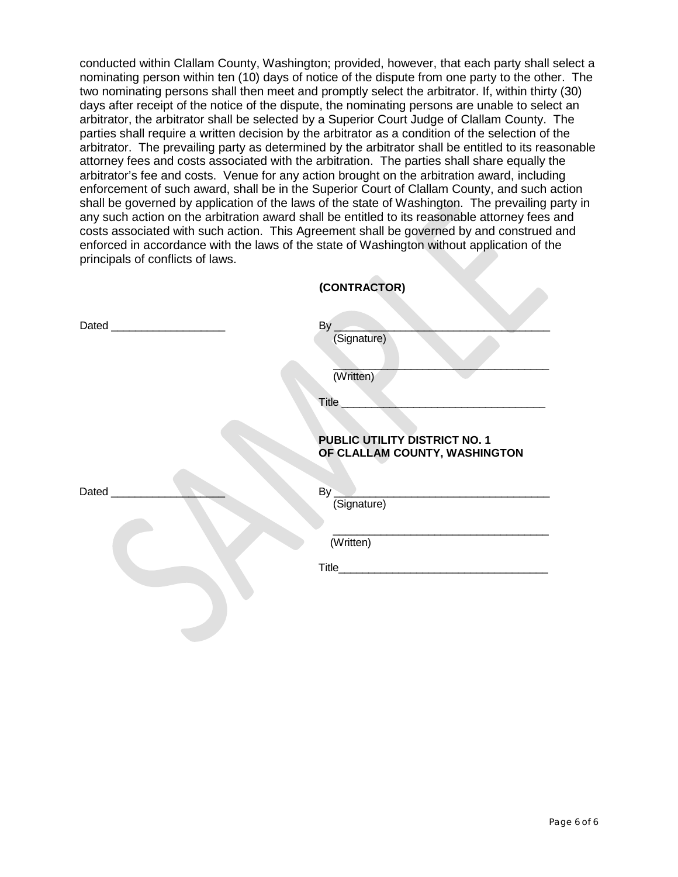conducted within Clallam County, Washington; provided, however, that each party shall select a nominating person within ten (10) days of notice of the dispute from one party to the other. The two nominating persons shall then meet and promptly select the arbitrator. If, within thirty (30) days after receipt of the notice of the dispute, the nominating persons are unable to select an arbitrator, the arbitrator shall be selected by a Superior Court Judge of Clallam County. The parties shall require a written decision by the arbitrator as a condition of the selection of the arbitrator. The prevailing party as determined by the arbitrator shall be entitled to its reasonable attorney fees and costs associated with the arbitration. The parties shall share equally the arbitrator's fee and costs. Venue for any action brought on the arbitration award, including enforcement of such award, shall be in the Superior Court of Clallam County, and such action shall be governed by application of the laws of the state of Washington. The prevailing party in any such action on the arbitration award shall be entitled to its reasonable attorney fees and costs associated with such action. This Agreement shall be governed by and construed and enforced in accordance with the laws of the state of Washington without application of the principals of conflicts of laws.

**(CONTRACTOR)**

Dated ___________________

By ___________________________________
(Signature)

___________________________________
(Written)

Title _________________________________

**PUBLIC UTILITY DISTRICT NO. 1**
**OF CLALLAM COUNTY, WASHINGTON**

Dated ___________________

By ___________________________________
(Signature)

___________________________________
(Written)

Title_________________________________